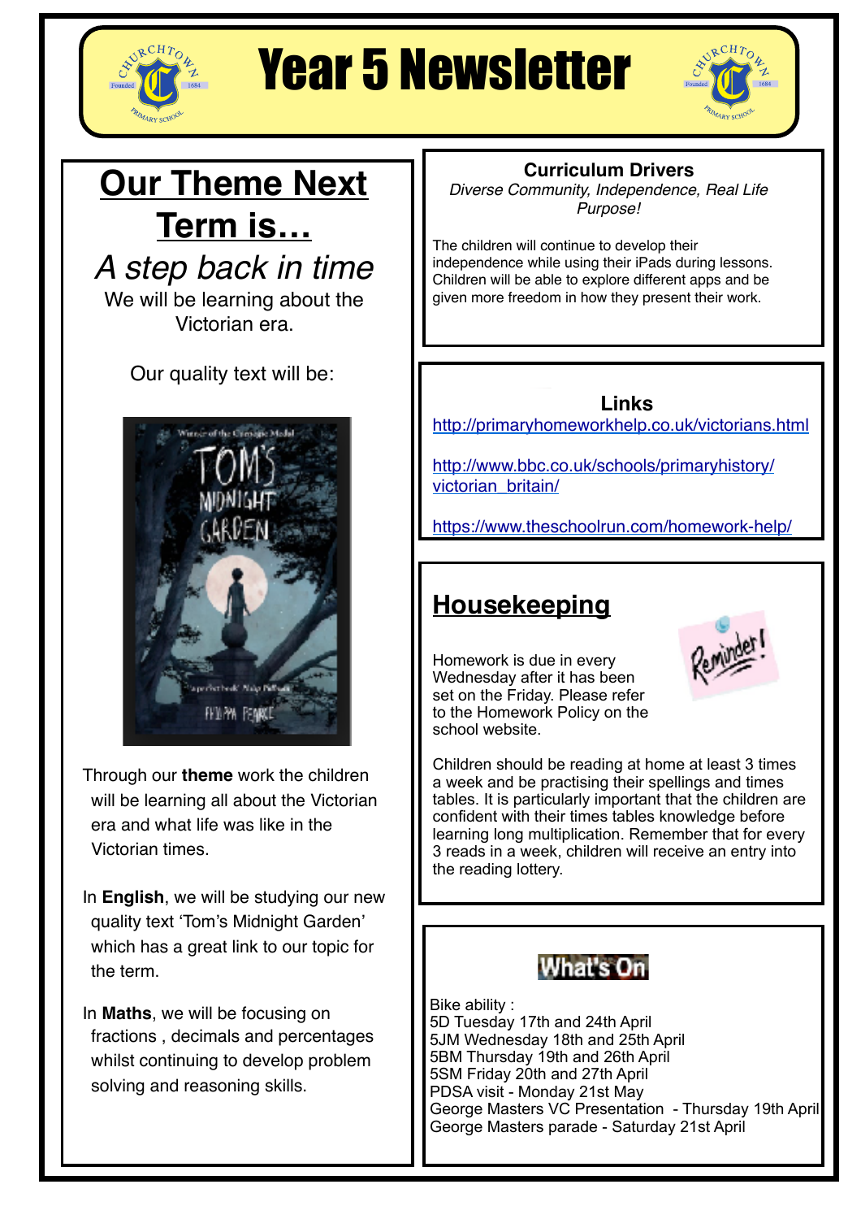# Year 5 Newsletter

## Our Theme Next Term is…

*A step back in time*

We will be learning about the Victorian era.

Our quality text will be:

Through our **theme** work the children will be learning all about the Victorian era and what life was like in the Victorian times.

In **English**, we will be studying our new quality text 'Tom's Midnight Garden' which has a great link to our topic for the term.

In **Maths**, we will be focusing on fractions , decimals and percentages whilst continuing to develop problem solving and reasoning skills.

### Curriculum Drivers

*Diverse Community, Independence, Real Life Purpose!*

The children will continue to develop their independence while using their iPads during lessons. Children will be able to explore different apps and be given more freedom in how they present their work.

### Links

http://primaryhomeworkhelp.co.uk/victorians.html

http://www.bbc.co.uk/schools/primaryhistory/victorian_britain/

https://www.theschoolrun.com/homework-help/

## Housekeeping

Homework is due in every Wednesday after it has been set on the Friday. Please refer to the Homework Policy on the school website.

Children should be reading at home at least 3 times a week and be practising their spellings and times tables. It is particularly important that the children are confident with their times tables knowledge before learning long multiplication. Remember that for every 3 reads in a week, children will receive an entry into the reading lottery.

### What's On

Bike ability :
5D Tuesday 17th and 24th April
5JM Wednesday 18th and 25th April
5BM Thursday 19th and 26th April
5SM Friday 20th and 27th April
PDSA visit - Monday 21st May
George Masters VC Presentation - Thursday 19th April
George Masters parade - Saturday 21st April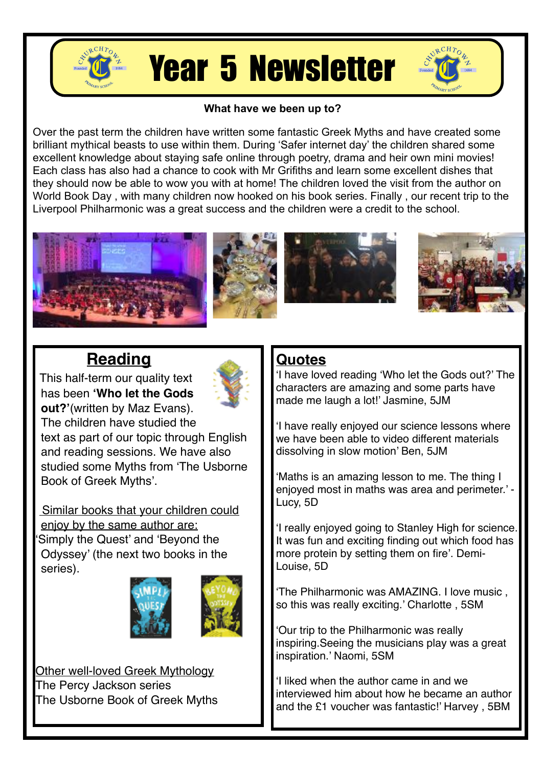# Year 5 Newsletter

**What have we been up to?**

Over the past term the children have written some fantastic Greek Myths and have created some brilliant mythical beasts to use within them. During 'Safer internet day' the children shared some excellent knowledge about staying safe online through poetry, drama and heir own mini movies! Each class has also had a chance to cook with Mr Grifiths and learn some excellent dishes that they should now be able to wow you with at home! The children loved the visit from the author on World Book Day , with many children now hooked on his book series. Finally , our recent trip to the Liverpool Philharmonic was a great success and the children were a credit to the school.

## Reading

This half-term our quality text has been **'Who let the Gods out?'**(written by Maz Evans). The children have studied the text as part of our topic through English and reading sessions. We have also studied some Myths from 'The Usborne Book of Greek Myths'.

Similar books that your children could enjoy by the same author are:
'Simply the Quest' and 'Beyond the Odyssey' (the next two books in the series).

Other well-loved Greek Mythology
The Percy Jackson series
The Usborne Book of Greek Myths

## Quotes

'I have loved reading 'Who let the Gods out?' The characters are amazing and some parts have made me laugh a lot!' Jasmine, 5JM

'I have really enjoyed our science lessons where we have been able to video different materials dissolving in slow motion' Ben, 5JM

'Maths is an amazing lesson to me. The thing I enjoyed most in maths was area and perimeter.' - Lucy, 5D

'I really enjoyed going to Stanley High for science. It was fun and exciting finding out which food has more protein by setting them on fire'. Demi-Louise, 5D

'The Philharmonic was AMAZING. I love music , so this was really exciting.' Charlotte , 5SM

'Our trip to the Philharmonic was really inspiring.Seeing the musicians play was a great inspiration.' Naomi, 5SM

'I liked when the author came in and we interviewed him about how he became an author and the £1 voucher was fantastic!' Harvey , 5BM